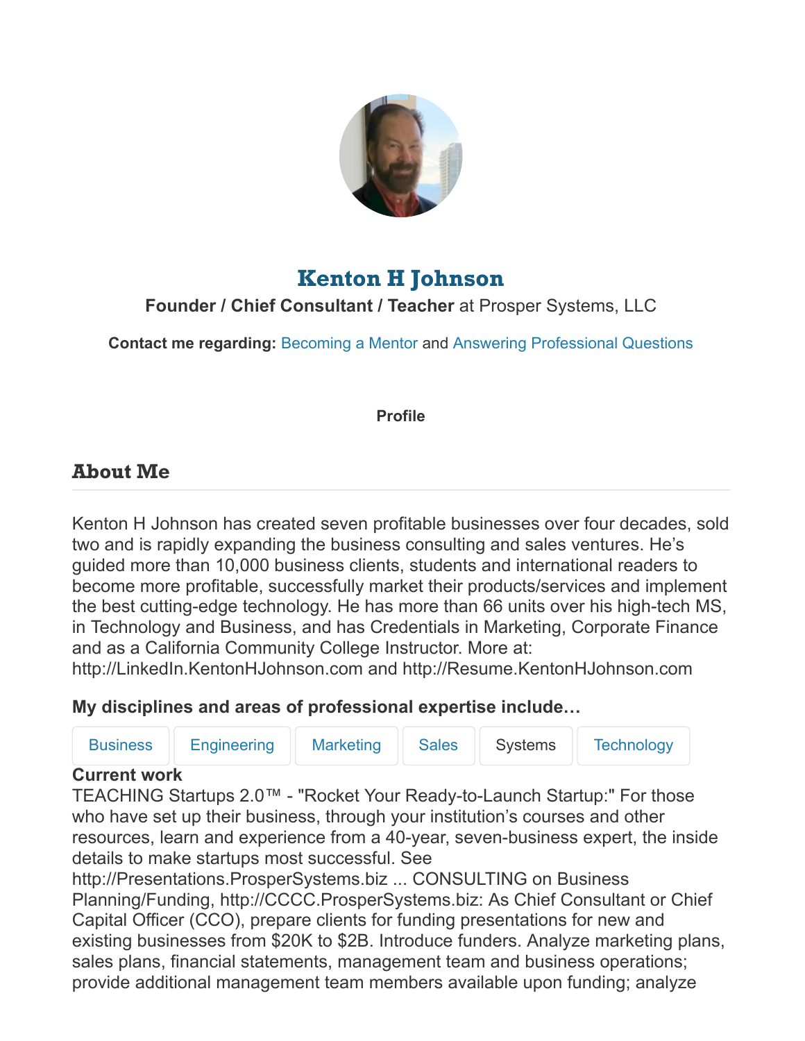# Kenton H Johnson

**Founder / Chief Consultant / Teacher** at Prosper Systems, LLC

**Contact me regarding:** Becoming a Mentor and Answering Professional Questions

**Profile**

## About Me

Kenton H Johnson has created seven profitable businesses over four decades, sold two and is rapidly expanding the business consulting and sales ventures. He's guided more than 10,000 business clients, students and international readers to become more profitable, successfully market their products/services and implement the best cutting-edge technology. He has more than 66 units over his high-tech MS, in Technology and Business, and has Credentials in Marketing, Corporate Finance and as a California Community College Instructor. More at: http://LinkedIn.KentonHJohnson.com and http://Resume.KentonHJohnson.com

### My disciplines and areas of professional expertise include…

Business | Engineering | Marketing | Sales | Systems | Technology

**Current work**

TEACHING Startups 2.0™ - "Rocket Your Ready-to-Launch Startup:" For those who have set up their business, through your institution's courses and other resources, learn and experience from a 40-year, seven-business expert, the inside details to make startups most successful. See http://Presentations.ProsperSystems.biz ... CONSULTING on Business Planning/Funding, http://CCCC.ProsperSystems.biz: As Chief Consultant or Chief Capital Officer (CCO), prepare clients for funding presentations for new and existing businesses from $20K to $2B. Introduce funders. Analyze marketing plans, sales plans, financial statements, management team and business operations; provide additional management team members available upon funding; analyze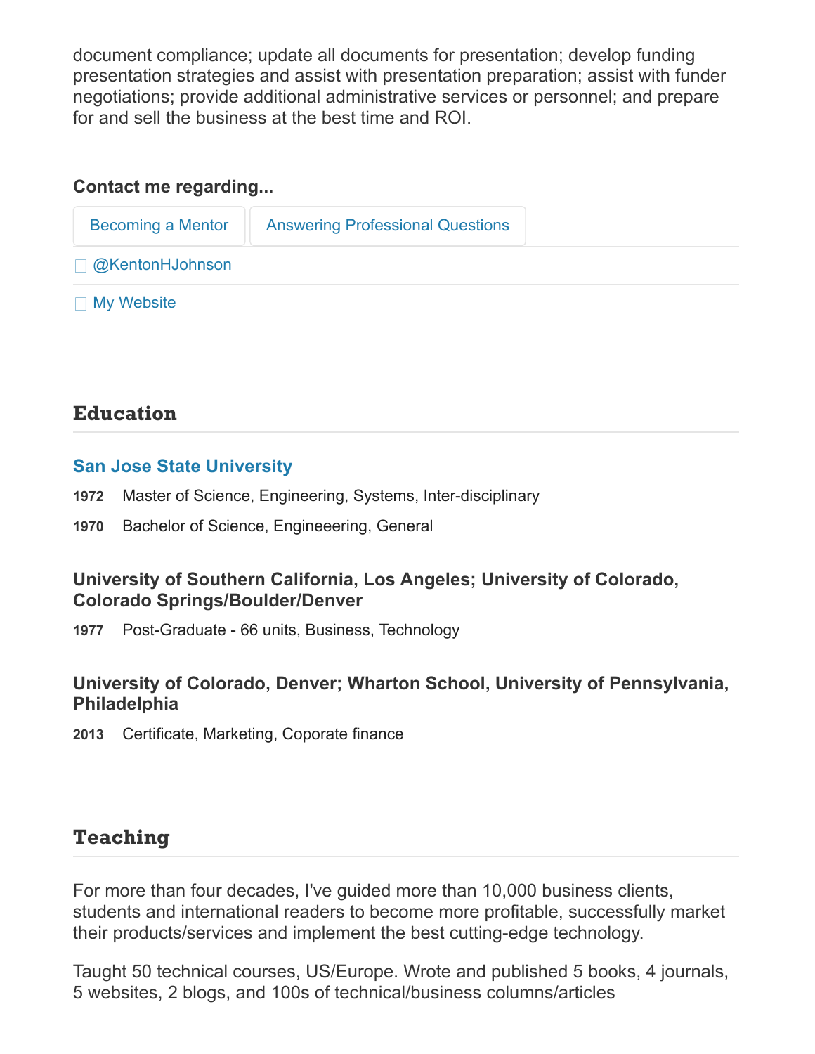document compliance; update all documents for presentation; develop funding presentation strategies and assist with presentation preparation; assist with funder negotiations; provide additional administrative services or personnel; and prepare for and sell the business at the best time and ROI.

**Contact me regarding...**

Becoming a Mentor | Answering Professional Questions

@KentonHJohnson

My Website

## Education

### San Jose State University

**1972** Master of Science, Engineering, Systems, Inter-disciplinary

**1970** Bachelor of Science, Engineeering, General

### University of Southern California, Los Angeles; University of Colorado, Colorado Springs/Boulder/Denver

**1977** Post-Graduate - 66 units, Business, Technology

### University of Colorado, Denver; Wharton School, University of Pennsylvania, Philadelphia

**2013** Certificate, Marketing, Coporate finance

## Teaching

For more than four decades, I've guided more than 10,000 business clients, students and international readers to become more profitable, successfully market their products/services and implement the best cutting-edge technology.

Taught 50 technical courses, US/Europe. Wrote and published 5 books, 4 journals, 5 websites, 2 blogs, and 100s of technical/business columns/articles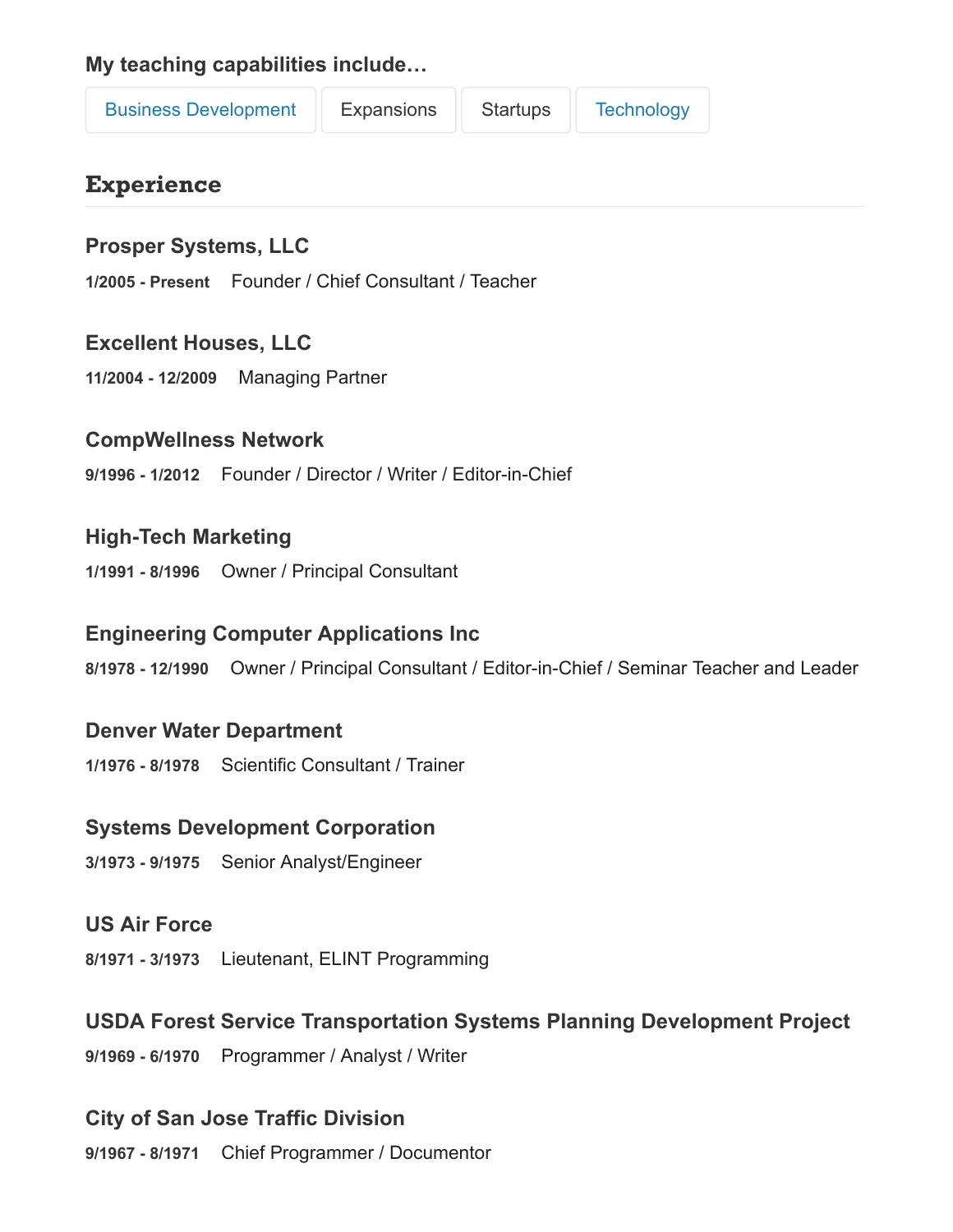**My teaching capabilities include…**

Business Development | Expansions | Startups | Technology

## Experience

### Prosper Systems, LLC

**1/2005 - Present** Founder / Chief Consultant / Teacher

### Excellent Houses, LLC

**11/2004 - 12/2009** Managing Partner

### CompWellness Network

**9/1996 - 1/2012** Founder / Director / Writer / Editor-in-Chief

### High-Tech Marketing

**1/1991 - 8/1996** Owner / Principal Consultant

### Engineering Computer Applications Inc

**8/1978 - 12/1990** Owner / Principal Consultant / Editor-in-Chief / Seminar Teacher and Leader

### Denver Water Department

**1/1976 - 8/1978** Scientific Consultant / Trainer

### Systems Development Corporation

**3/1973 - 9/1975** Senior Analyst/Engineer

### US Air Force

**8/1971 - 3/1973** Lieutenant, ELINT Programming

### USDA Forest Service Transportation Systems Planning Development Project

**9/1969 - 6/1970** Programmer / Analyst / Writer

### City of San Jose Traffic Division

**9/1967 - 8/1971** Chief Programmer / Documentor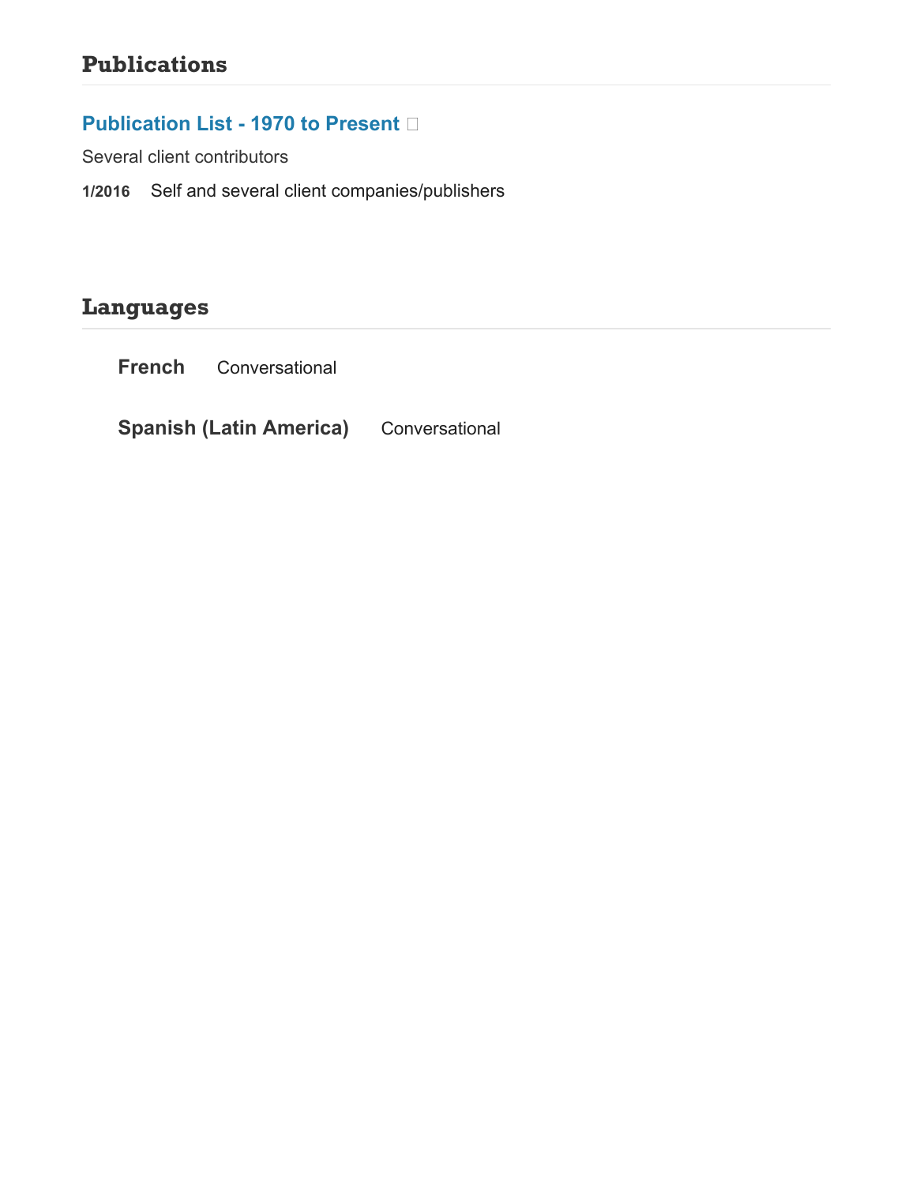## Publications

### Publication List - 1970 to Present

Several client contributors

**1/2016** Self and several client companies/publishers

## Languages

**French** Conversational

**Spanish (Latin America)** Conversational